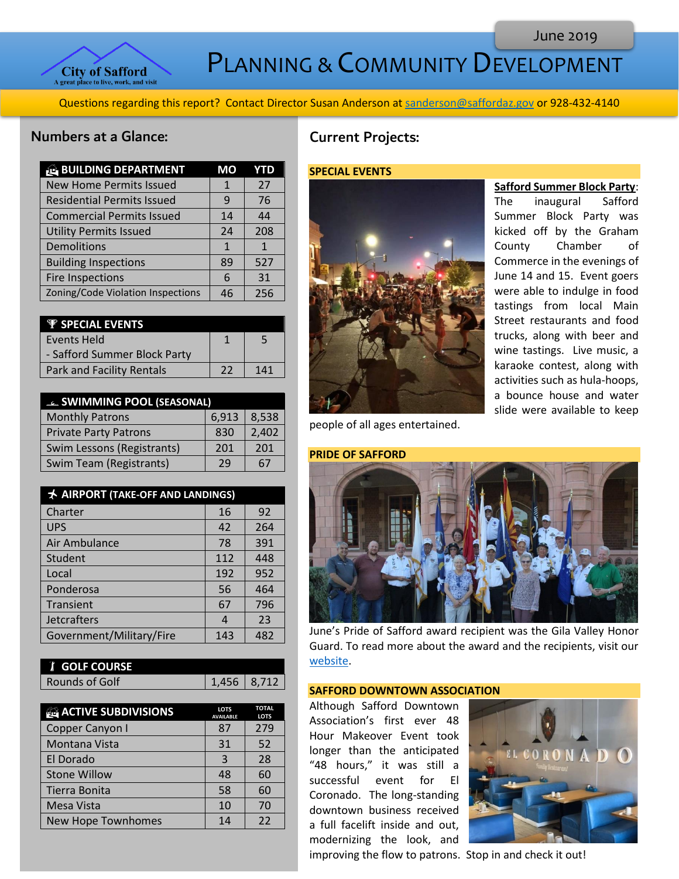June 2019

# Planning & Community Development

City of Safford — A great place to live, work, and visit

Questions regarding this report? Contact Director Susan Anderson at sanderson@saffordaz.gov or 928-432-4140

## Numbers at a Glance:

| BUILDING DEPARTMENT | MO | YTD |
|---|---|---|
| New Home Permits Issued | 1 | 27 |
| Residential Permits Issued | 9 | 76 |
| Commercial Permits Issued | 14 | 44 |
| Utility Permits Issued | 24 | 208 |
| Demolitions | 1 | 1 |
| Building Inspections | 89 | 527 |
| Fire Inspections | 6 | 31 |
| Zoning/Code Violation Inspections | 46 | 256 |

| SPECIAL EVENTS | | |
|---|---|---|
| Events Held<br>- Safford Summer Block Party | 1 | 5 |
| Park and Facility Rentals | 22 | 141 |

| SWIMMING POOL (SEASONAL) | | |
|---|---|---|
| Monthly Patrons | 6,913 | 8,538 |
| Private Party Patrons | 830 | 2,402 |
| Swim Lessons (Registrants) | 201 | 201 |
| Swim Team (Registrants) | 29 | 67 |

| AIRPORT (TAKE-OFF AND LANDINGS) | | |
|---|---|---|
| Charter | 16 | 92 |
| UPS | 42 | 264 |
| Air Ambulance | 78 | 391 |
| Student | 112 | 448 |
| Local | 192 | 952 |
| Ponderosa | 56 | 464 |
| Transient | 67 | 796 |
| Jetcrafters | 4 | 23 |
| Government/Military/Fire | 143 | 482 |

| GOLF COURSE | | |
|---|---|---|
| Rounds of Golf | 1,456 | 8,712 |

| ACTIVE SUBDIVISIONS | LOTS AVAILABLE | TOTAL LOTS |
|---|---|---|
| Copper Canyon I | 87 | 279 |
| Montana Vista | 31 | 52 |
| El Dorado | 3 | 28 |
| Stone Willow | 48 | 60 |
| Tierra Bonita | 58 | 60 |
| Mesa Vista | 10 | 70 |
| New Hope Townhomes | 14 | 22 |

## Current Projects:

### SPECIAL EVENTS

**Safford Summer Block Party**: The inaugural Safford Summer Block Party was kicked off by the Graham County Chamber of Commerce in the evenings of June 14 and 15. Event goers were able to indulge in food tastings from local Main Street restaurants and food trucks, along with beer and wine tastings. Live music, a karaoke contest, along with activities such as hula-hoops, a bounce house and water slide were available to keep people of all ages entertained.

### PRIDE OF SAFFORD

June's Pride of Safford award recipient was the Gila Valley Honor Guard. To read more about the award and the recipients, visit our website.

### SAFFORD DOWNTOWN ASSOCIATION

Although Safford Downtown Association's first ever 48 Hour Makeover Event took longer than the anticipated "48 hours," it was still a successful event for El Coronado. The long-standing downtown business received a full facelift inside and out, modernizing the look, and improving the flow to patrons. Stop in and check it out!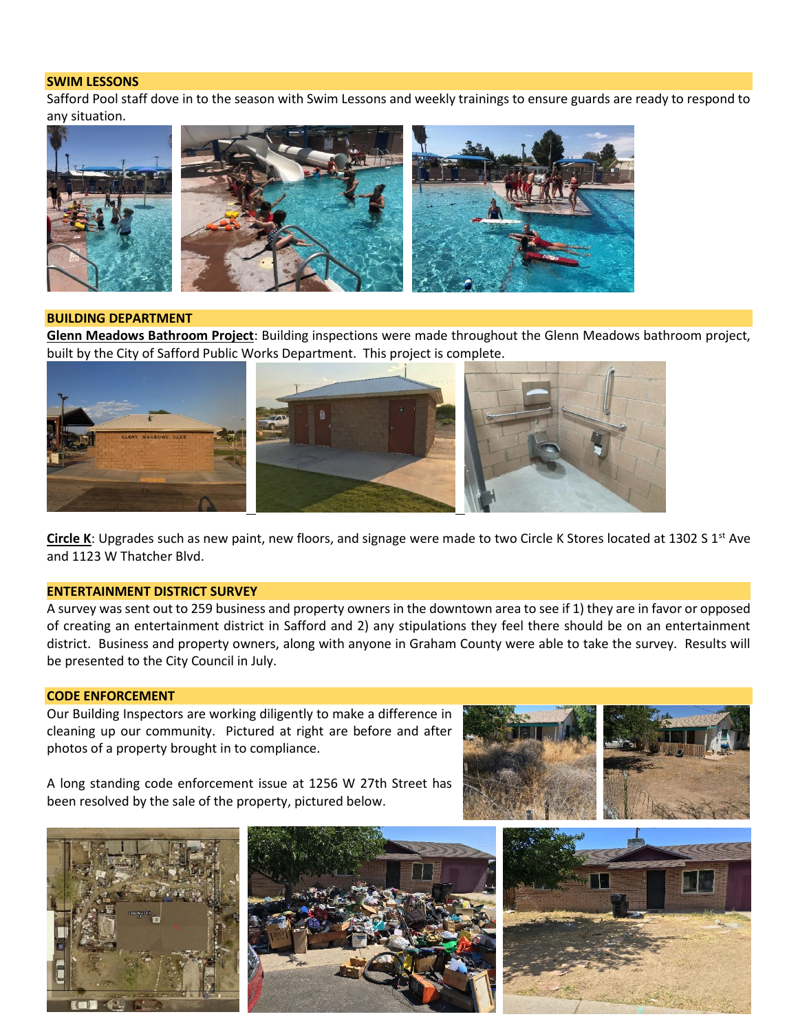## SWIM LESSONS

Safford Pool staff dove in to the season with Swim Lessons and weekly trainings to ensure guards are ready to respond to any situation.

## BUILDING DEPARTMENT

**Glenn Meadows Bathroom Project**: Building inspections were made throughout the Glenn Meadows bathroom project, built by the City of Safford Public Works Department. This project is complete.

**Circle K**: Upgrades such as new paint, new floors, and signage were made to two Circle K Stores located at 1302 S 1st Ave and 1123 W Thatcher Blvd.

## ENTERTAINMENT DISTRICT SURVEY

A survey was sent out to 259 business and property owners in the downtown area to see if 1) they are in favor or opposed of creating an entertainment district in Safford and 2) any stipulations they feel there should be on an entertainment district. Business and property owners, along with anyone in Graham County were able to take the survey. Results will be presented to the City Council in July.

## CODE ENFORCEMENT

Our Building Inspectors are working diligently to make a difference in cleaning up our community. Pictured at right are before and after photos of a property brought in to compliance.

A long standing code enforcement issue at 1256 W 27th Street has been resolved by the sale of the property, pictured below.